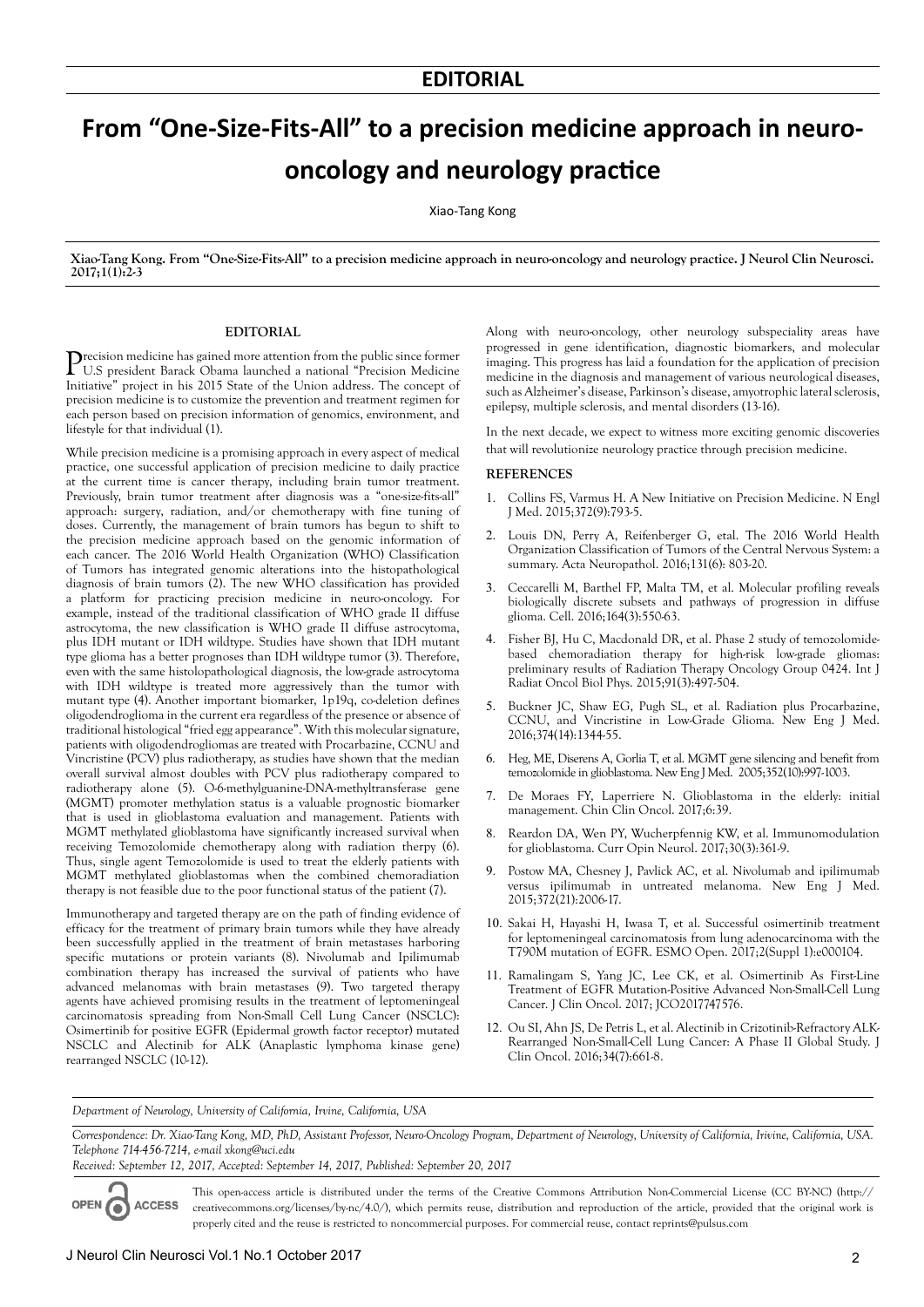# EDITORIAL

# From "One-Size-Fits-All" to a precision medicine approach in neuro-oncology and neurology practice

Xiao-Tang Kong

**Xiao-Tang Kong. From "One-Size-Fits-All" to a precision medicine approach in neuro-oncology and neurology practice. J Neurol Clin Neurosci. 2017;1(1):2-3**

## EDITORIAL

Precision medicine has gained more attention from the public since former U.S president Barack Obama launched a national "Precision Medicine Initiative" project in his 2015 State of the Union address. The concept of precision medicine is to customize the prevention and treatment regimen for each person based on precision information of genomics, environment, and lifestyle for that individual (1).

While precision medicine is a promising approach in every aspect of medical practice, one successful application of precision medicine to daily practice at the current time is cancer therapy, including brain tumor treatment. Previously, brain tumor treatment after diagnosis was a "one-size-fits-all" approach: surgery, radiation, and/or chemotherapy with fine tuning of doses. Currently, the management of brain tumors has begun to shift to the precision medicine approach based on the genomic information of each cancer. The 2016 World Health Organization (WHO) Classification of Tumors has integrated genomic alterations into the histopathological diagnosis of brain tumors (2). The new WHO classification has provided a platform for practicing precision medicine in neuro-oncology. For example, instead of the traditional classification of WHO grade II diffuse astrocytoma, the new classification is WHO grade II diffuse astrocytoma, plus IDH mutant or IDH wildtype. Studies have shown that IDH mutant type glioma has a better prognoses than IDH wildtype tumor (3). Therefore, even with the same histopathological diagnosis, the low-grade astrocytoma with IDH wildtype is treated more aggressively than the tumor with mutant type (4). Another important biomarker, 1p19q, co-deletion defines oligodendroglioma in the current era regardless of the presence or absence of traditional histological "fried egg appearance". With this molecular signature, patients with oligodendrogliomas are treated with Procarbazine, CCNU and Vincristine (PCV) plus radiotherapy, as studies have shown that the median overall survival almost doubles with PCV plus radiotherapy compared to radiotherapy alone (5). O-6-methylguanine-DNA-methyltransferase gene (MGMT) promoter methylation status is a valuable prognostic biomarker that is used in glioblastoma evaluation and management. Patients with MGMT methylated glioblastoma have significantly increased survival when receiving Temozolomide chemotherapy along with radiation therpy (6). Thus, single agent Temozolomide is used to treat the elderly patients with MGMT methylated glioblastomas when the combined chemoradiation therapy is not feasible due to the poor functional status of the patient (7).

Immunotherapy and targeted therapy are on the path of finding evidence of efficacy for the treatment of primary brain tumors while they have already been successfully applied in the treatment of brain metastases harboring specific mutations or protein variants (8). Nivolumab and Ipilimumab combination therapy has increased the survival of patients who have advanced melanomas with brain metastases (9). Two targeted therapy agents have achieved promising results in the treatment of leptomeningeal carcinomatosis spreading from Non-Small Cell Lung Cancer (NSCLC): Osimertinib for positive EGFR (Epidermal growth factor receptor) mutated NSCLC and Alectinib for ALK (Anaplastic lymphoma kinase gene) rearranged NSCLC (10-12).

Along with neuro-oncology, other neurology subspeciality areas have progressed in gene identification, diagnostic biomarkers, and molecular imaging. This progress has laid a foundation for the application of precision medicine in the diagnosis and management of various neurological diseases, such as Alzheimer's disease, Parkinson's disease, amyotrophic lateral sclerosis, epilepsy, multiple sclerosis, and mental disorders (13-16).

In the next decade, we expect to witness more exciting genomic discoveries that will revolutionize neurology practice through precision medicine.

## REFERENCES

1. Collins FS, Varmus H. A New Initiative on Precision Medicine. N Engl J Med. 2015;372(9):793-5.
2. Louis DN, Perry A, Reifenberger G, etal. The 2016 World Health Organization Classification of Tumors of the Central Nervous System: a summary. Acta Neuropathol. 2016;131(6): 803-20.
3. Ceccarelli M, Barthel FP, Malta TM, et al. Molecular profiling reveals biologically discrete subsets and pathways of progression in diffuse glioma. Cell. 2016;164(3):550-63.
4. Fisher BJ, Hu C, Macdonald DR, et al. Phase 2 study of temozolomide-based chemoradiation therapy for high-risk low-grade gliomas: preliminary results of Radiation Therapy Oncology Group 0424. Int J Radiat Oncol Biol Phys. 2015;91(3):497-504.
5. Buckner JC, Shaw EG, Pugh SL, et al. Radiation plus Procarbazine, CCNU, and Vincristine in Low-Grade Glioma. New Eng J Med. 2016;374(14):1344-55.
6. Heg, ME, Diserens A, Gorlia T, et al. MGMT gene silencing and benefit from temozolomide in glioblastoma. New Eng J Med. 2005;352(10):997-1003.
7. De Moraes FY, Laperriere N. Glioblastoma in the elderly: initial management. Chin Clin Oncol. 2017;6:39.
8. Reardon DA, Wen PY, Wucherpfennig KW, et al. Immunomodulation for glioblastoma. Curr Opin Neurol. 2017;30(3):361-9.
9. Postow MA, Chesney J, Pavlick AC, et al. Nivolumab and ipilimumab versus ipilimumab in untreated melanoma. New Eng J Med. 2015;372(21):2006-17.
10. Sakai H, Hayashi H, Iwasa T, et al. Successful osimertinib treatment for leptomeningeal carcinomatosis from lung adenocarcinoma with the T790M mutation of EGFR. ESMO Open. 2017;2(Suppl 1):e000104.
11. Ramalingam S, Yang JC, Lee CK, et al. Osimertinib As First-Line Treatment of EGFR Mutation-Positive Advanced Non-Small-Cell Lung Cancer. J Clin Oncol. 2017; JCO2017747576.
12. Ou SI, Ahn JS, De Petris L, et al. Alectinib in Crizotinib-Refractory ALK-Rearranged Non-Small-Cell Lung Cancer: A Phase II Global Study. J Clin Oncol. 2016;34(7):661-8.

*Department of Neurology, University of California, Irvine, California, USA*

*Correspondence: Dr. Xiao-Tang Kong, MD, PhD, Assistant Professor, Neuro-Oncology Program, Department of Neurology, University of California, Irivine, California, USA. Telephone 714-456-7214, e-mail xkong@uci.edu*

*Received: September 12, 2017, Accepted: September 14, 2017, Published: September 20, 2017*

This open-access article is distributed under the terms of the Creative Commons Attribution Non-Commercial License (CC BY-NC) (http://creativecommons.org/licenses/by-nc/4.0/), which permits reuse, distribution and reproduction of the article, provided that the original work is properly cited and the reuse is restricted to noncommercial purposes. For commercial reuse, contact reprints@pulsus.com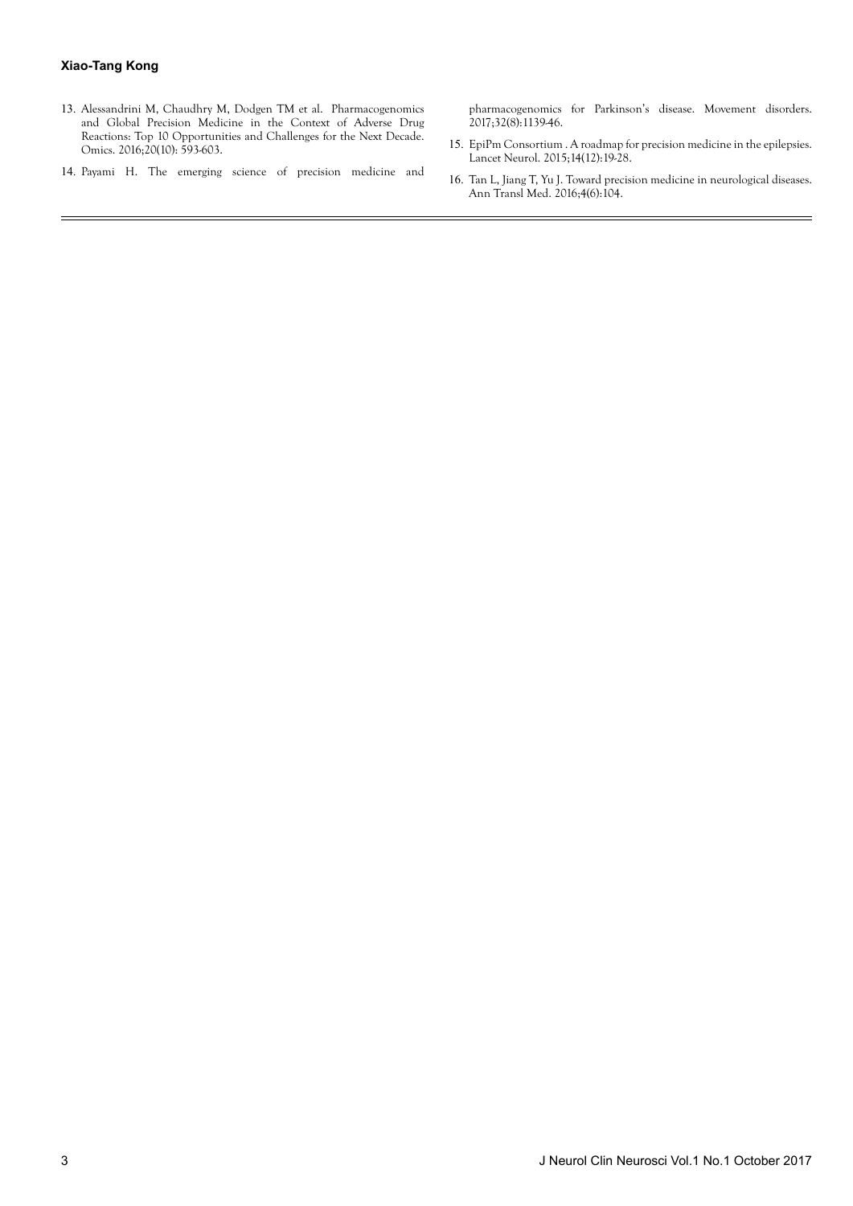13. Alessandrini M, Chaudhry M, Dodgen TM et al. Pharmacogenomics and Global Precision Medicine in the Context of Adverse Drug Reactions: Top 10 Opportunities and Challenges for the Next Decade. Omics. 2016;20(10): 593-603.
14. Payami H. The emerging science of precision medicine and pharmacogenomics for Parkinson's disease. Movement disorders. 2017;32(8):1139-46.
15. EpiPm Consortium . A roadmap for precision medicine in the epilepsies. Lancet Neurol. 2015;14(12):19-28.
16. Tan L, Jiang T, Yu J. Toward precision medicine in neurological diseases. Ann Transl Med. 2016;4(6):104.